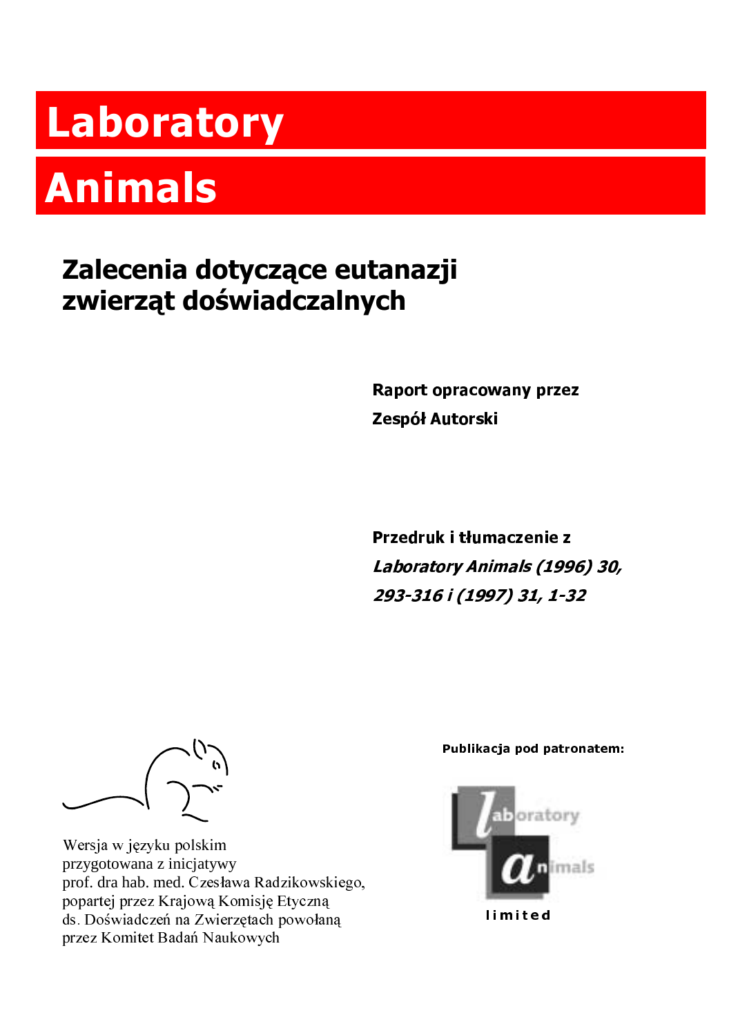# Laboratory Animals

## Zalecenia dotyczące eutanazji zwierząt doświadczalnych

**Raport opracowany przez**

**Zespół Autorski**

**Przedruk i tłumaczenie z**

***Laboratory Animals (1996) 30, 293-316 i (1997) 31, 1-32***

Wersja w języku polskim
przygotowana z inicjatywy
prof. dra hab. med. Czesława Radzikowskiego,
popartej przez Krajową Komisję Etyczną
ds. Doświadczeń na Zwierzętach powołaną
przez Komitet Badań Naukowych

**Publikacja pod patronatem:**

laboratory animals limited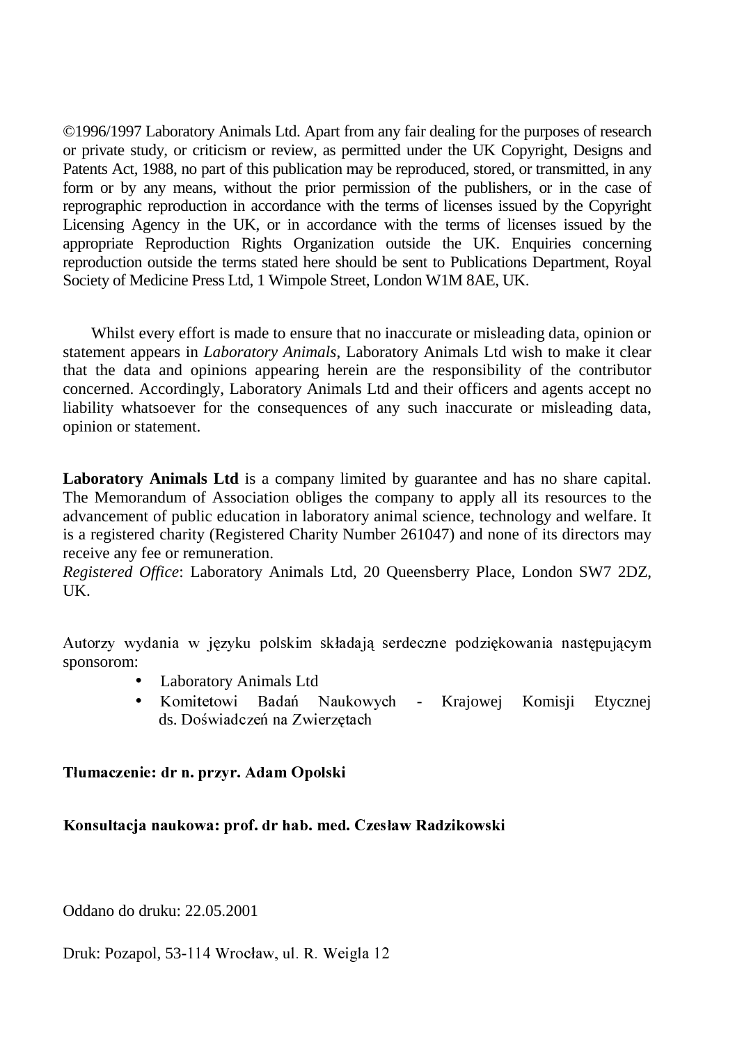©1996/1997 Laboratory Animals Ltd. Apart from any fair dealing for the purposes of research or private study, or criticism or review, as permitted under the UK Copyright, Designs and Patents Act, 1988, no part of this publication may be reproduced, stored, or transmitted, in any form or by any means, without the prior permission of the publishers, or in the case of reprographic reproduction in accordance with the terms of licenses issued by the Copyright Licensing Agency in the UK, or in accordance with the terms of licenses issued by the appropriate Reproduction Rights Organization outside the UK. Enquiries concerning reproduction outside the terms stated here should be sent to Publications Department, Royal Society of Medicine Press Ltd, 1 Wimpole Street, London W1M 8AE, UK.

Whilst every effort is made to ensure that no inaccurate or misleading data, opinion or statement appears in *Laboratory Animals*, Laboratory Animals Ltd wish to make it clear that the data and opinions appearing herein are the responsibility of the contributor concerned. Accordingly, Laboratory Animals Ltd and their officers and agents accept no liability whatsoever for the consequences of any such inaccurate or misleading data, opinion or statement.

**Laboratory Animals Ltd** is a company limited by guarantee and has no share capital. The Memorandum of Association obliges the company to apply all its resources to the advancement of public education in laboratory animal science, technology and welfare. It is a registered charity (Registered Charity Number 261047) and none of its directors may receive any fee or remuneration.
*Registered Office*: Laboratory Animals Ltd, 20 Queensberry Place, London SW7 2DZ, UK.

Autorzy wydania w języku polskim składają serdeczne podziękowania następującym sponsorom:

- Laboratory Animals Ltd
- Komitetowi Badań Naukowych - Krajowej Komisji Etycznej ds. Doświadczeń na Zwierzętach

**Tłumaczenie: dr n. przyr. Adam Opolski**

**Konsultacja naukowa: prof. dr hab. med. Czesław Radzikowski**

Oddano do druku: 22.05.2001

Druk: Pozapol, 53-114 Wrocław, ul. R. Weigla 12